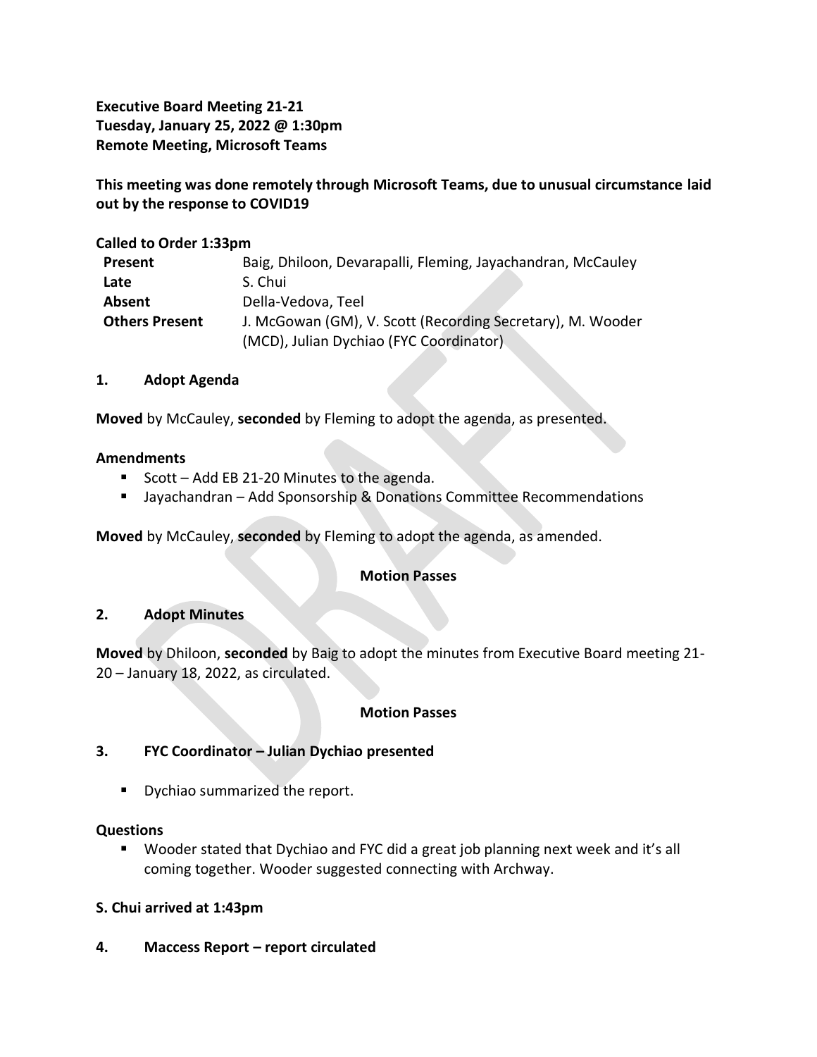**Executive Board Meeting 21-21**
**Tuesday, January 25, 2022 @ 1:30pm**
**Remote Meeting, Microsoft Teams**

**This meeting was done remotely through Microsoft Teams, due to unusual circumstance laid out by the response to COVID19**

**Called to Order 1:33pm**

| | |
|---|---|
| **Present** | Baig, Dhiloon, Devarapalli, Fleming, Jayachandran, McCauley |
| **Late** | S. Chui |
| **Absent** | Della-Vedova, Teel |
| **Others Present** | J. McGowan (GM), V. Scott (Recording Secretary), M. Wooder (MCD), Julian Dychiao (FYC Coordinator) |

## 1. Adopt Agenda

**Moved** by McCauley, **seconded** by Fleming to adopt the agenda, as presented.

**Amendments**

- Scott – Add EB 21-20 Minutes to the agenda.
- Jayachandran – Add Sponsorship & Donations Committee Recommendations

**Moved** by McCauley, **seconded** by Fleming to adopt the agenda, as amended.

**Motion Passes**

## 2. Adopt Minutes

**Moved** by Dhiloon, **seconded** by Baig to adopt the minutes from Executive Board meeting 21-20 – January 18, 2022, as circulated.

**Motion Passes**

## 3. FYC Coordinator – Julian Dychiao presented

- Dychiao summarized the report.

**Questions**

- Wooder stated that Dychiao and FYC did a great job planning next week and it's all coming together. Wooder suggested connecting with Archway.

**S. Chui arrived at 1:43pm**

## 4. Maccess Report – report circulated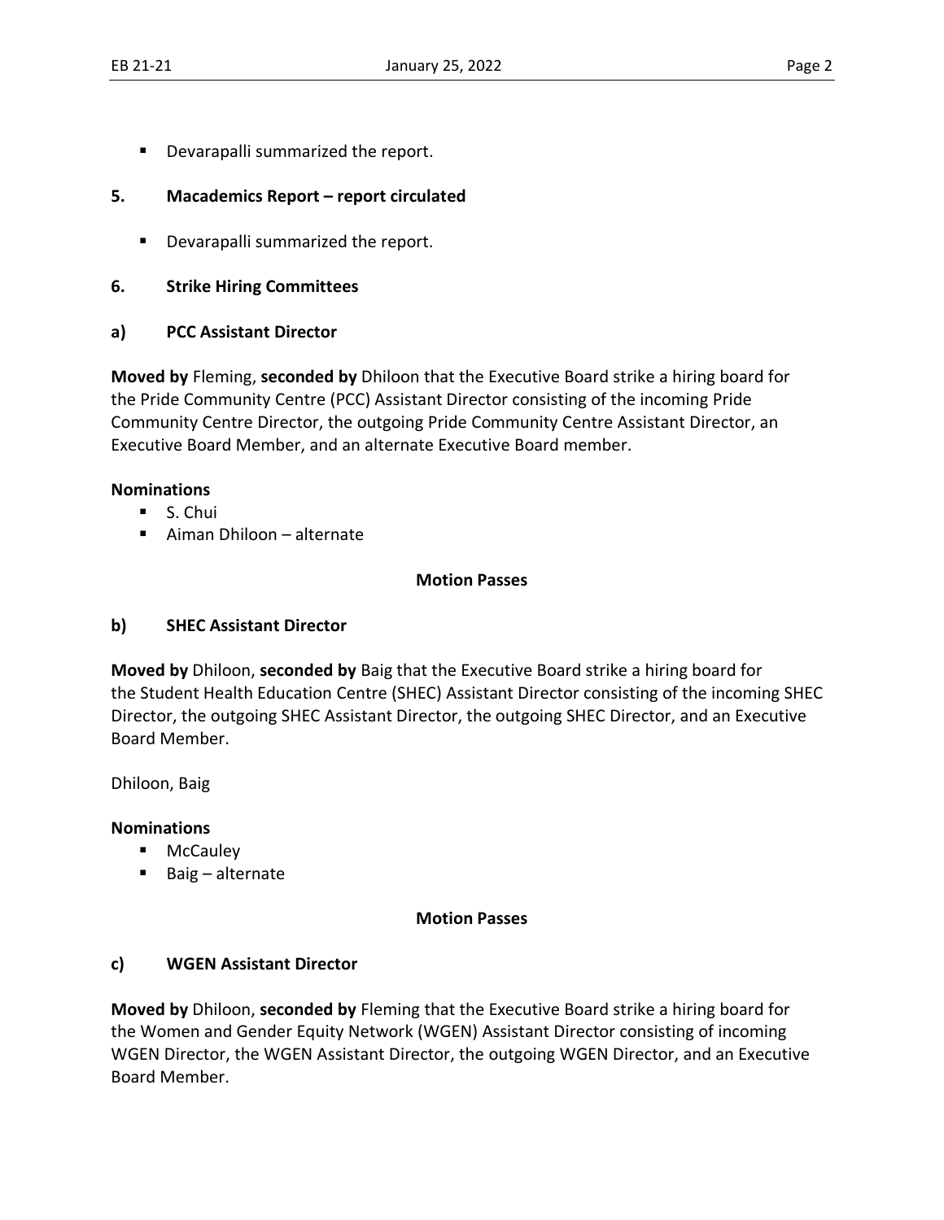- Devarapalli summarized the report.

**5. Macademics Report – report circulated**

- Devarapalli summarized the report.

**6. Strike Hiring Committees**

**a) PCC Assistant Director**

**Moved by** Fleming, **seconded by** Dhiloon that the Executive Board strike a hiring board for the Pride Community Centre (PCC) Assistant Director consisting of the incoming Pride Community Centre Director, the outgoing Pride Community Centre Assistant Director, an Executive Board Member, and an alternate Executive Board member.

**Nominations**

- S. Chui
- Aiman Dhiloon – alternate

**Motion Passes**

**b) SHEC Assistant Director**

**Moved by** Dhiloon, **seconded by** Baig that the Executive Board strike a hiring board for the Student Health Education Centre (SHEC) Assistant Director consisting of the incoming SHEC Director, the outgoing SHEC Assistant Director, the outgoing SHEC Director, and an Executive Board Member.

Dhiloon, Baig

**Nominations**

- McCauley
- Baig – alternate

**Motion Passes**

**c) WGEN Assistant Director**

**Moved by** Dhiloon, **seconded by** Fleming that the Executive Board strike a hiring board for the Women and Gender Equity Network (WGEN) Assistant Director consisting of incoming WGEN Director, the WGEN Assistant Director, the outgoing WGEN Director, and an Executive Board Member.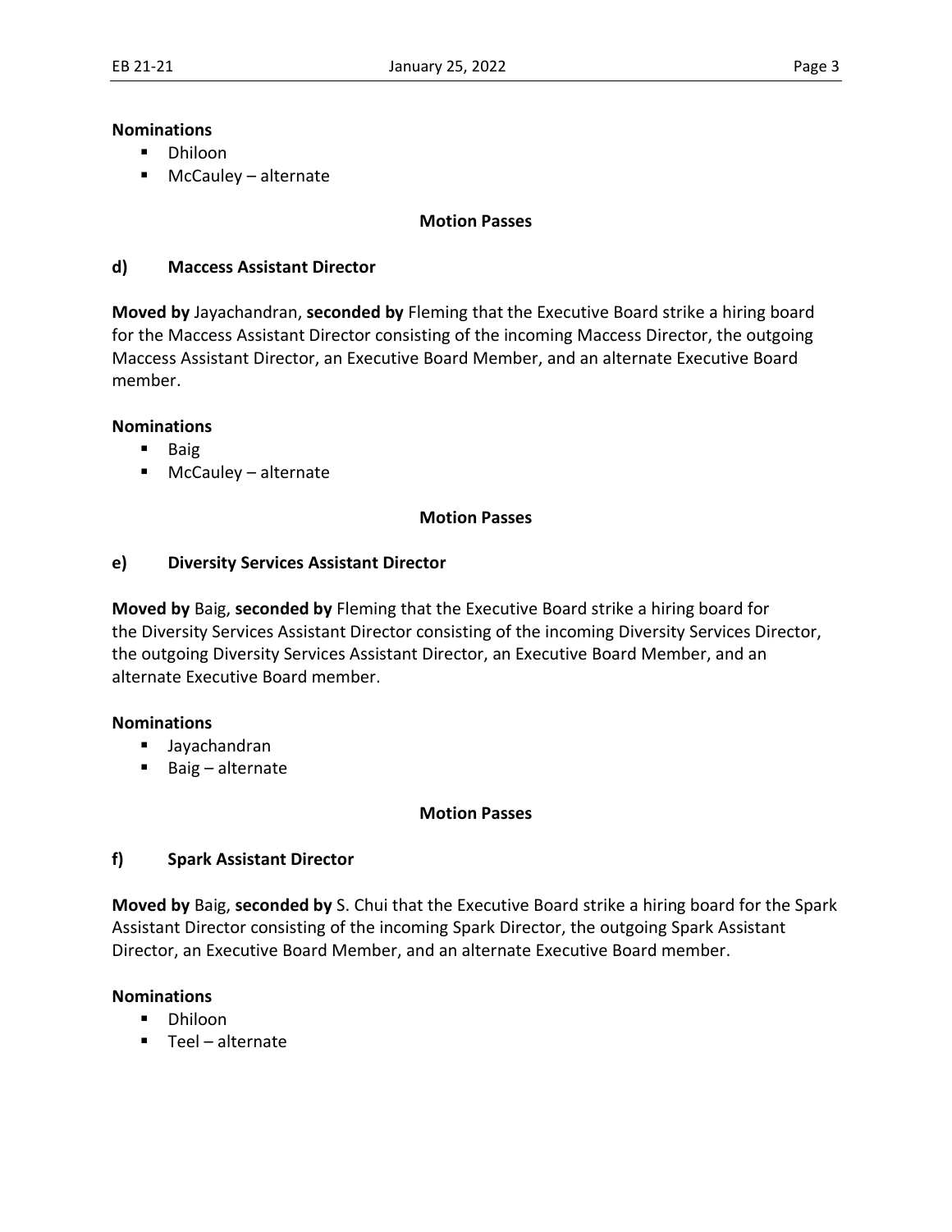**Nominations**

- Dhiloon
- McCauley – alternate

**Motion Passes**

### d) Maccess Assistant Director

**Moved by** Jayachandran, **seconded by** Fleming that the Executive Board strike a hiring board for the Maccess Assistant Director consisting of the incoming Maccess Director, the outgoing Maccess Assistant Director, an Executive Board Member, and an alternate Executive Board member.

**Nominations**

- Baig
- McCauley – alternate

**Motion Passes**

### e) Diversity Services Assistant Director

**Moved by** Baig, **seconded by** Fleming that the Executive Board strike a hiring board for the Diversity Services Assistant Director consisting of the incoming Diversity Services Director, the outgoing Diversity Services Assistant Director, an Executive Board Member, and an alternate Executive Board member.

**Nominations**

- Jayachandran
- Baig – alternate

**Motion Passes**

### f) Spark Assistant Director

**Moved by** Baig, **seconded by** S. Chui that the Executive Board strike a hiring board for the Spark Assistant Director consisting of the incoming Spark Director, the outgoing Spark Assistant Director, an Executive Board Member, and an alternate Executive Board member.

**Nominations**

- Dhiloon
- Teel – alternate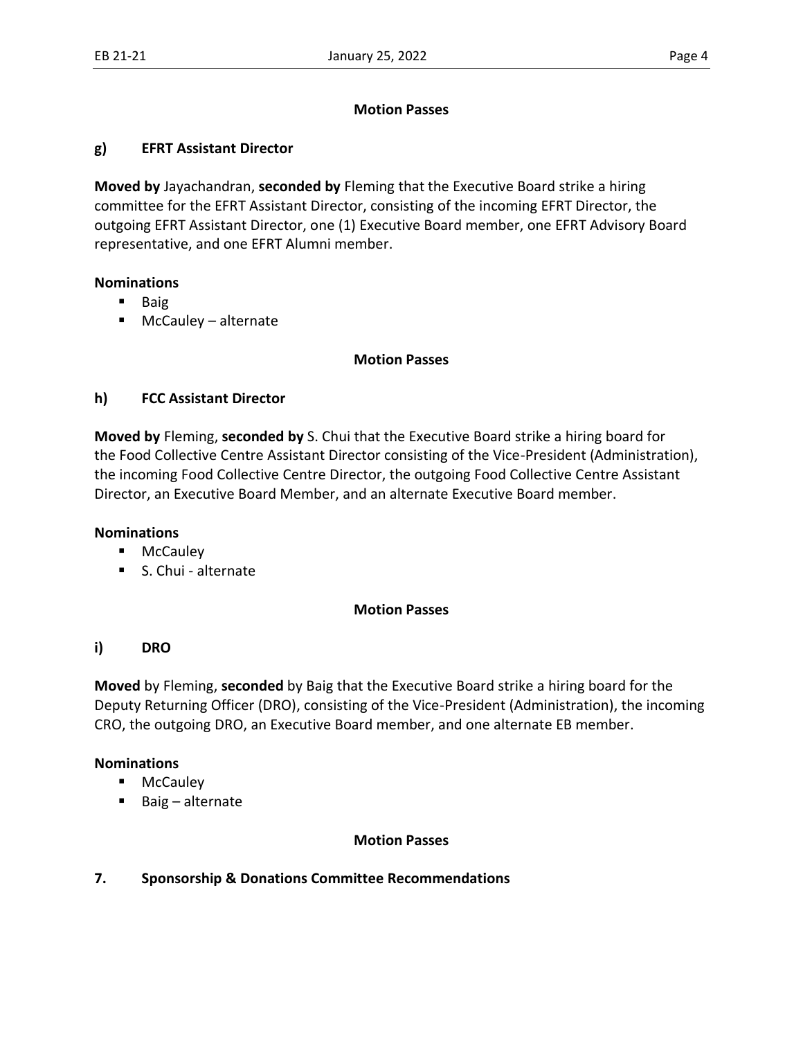**Motion Passes**

### g) EFRT Assistant Director

**Moved by** Jayachandran, **seconded by** Fleming that the Executive Board strike a hiring committee for the EFRT Assistant Director, consisting of the incoming EFRT Director, the outgoing EFRT Assistant Director, one (1) Executive Board member, one EFRT Advisory Board representative, and one EFRT Alumni member.

**Nominations**

- Baig
- McCauley – alternate

**Motion Passes**

### h) FCC Assistant Director

**Moved by** Fleming, **seconded by** S. Chui that the Executive Board strike a hiring board for the Food Collective Centre Assistant Director consisting of the Vice-President (Administration), the incoming Food Collective Centre Director, the outgoing Food Collective Centre Assistant Director, an Executive Board Member, and an alternate Executive Board member.

**Nominations**

- McCauley
- S. Chui - alternate

**Motion Passes**

### i) DRO

**Moved** by Fleming, **seconded** by Baig that the Executive Board strike a hiring board for the Deputy Returning Officer (DRO), consisting of the Vice-President (Administration), the incoming CRO, the outgoing DRO, an Executive Board member, and one alternate EB member.

**Nominations**

- McCauley
- Baig – alternate

**Motion Passes**

## 7. Sponsorship & Donations Committee Recommendations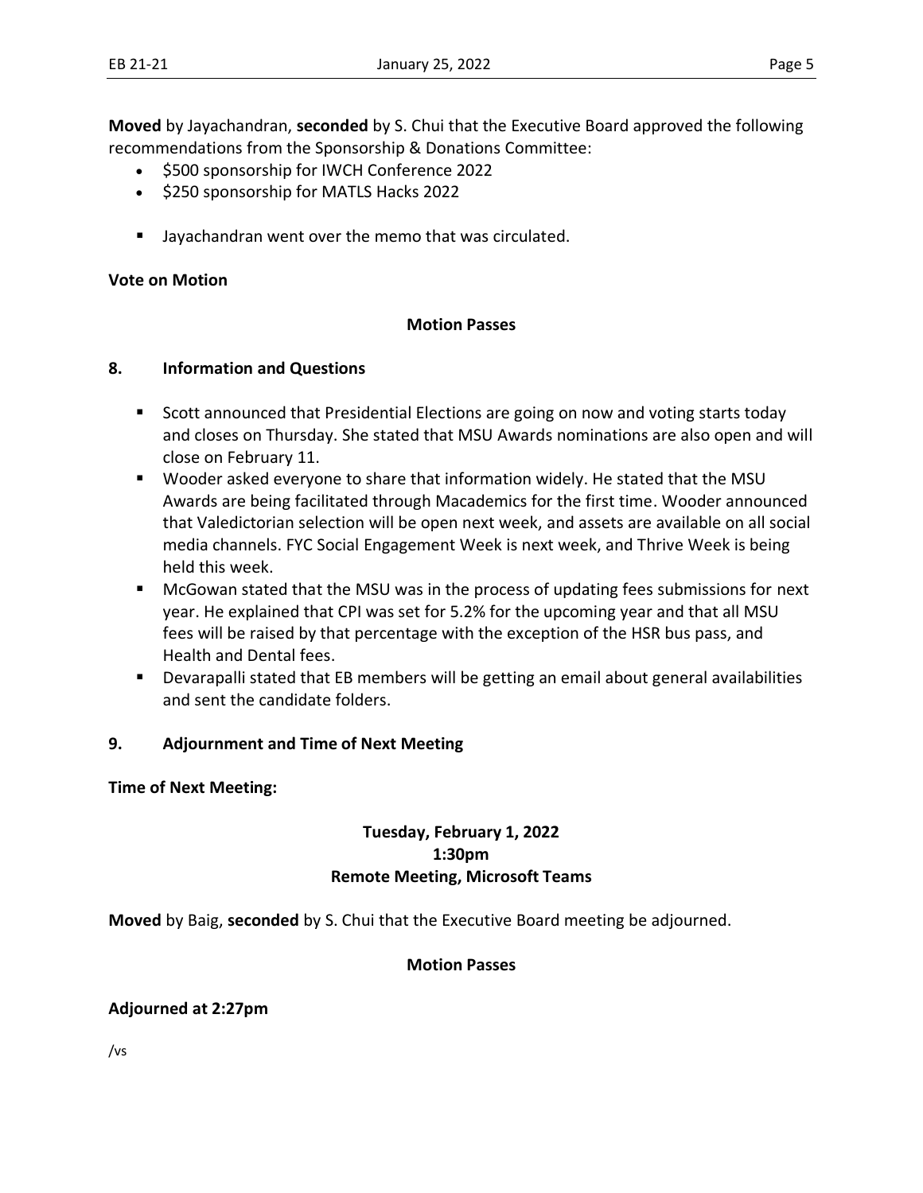**Moved** by Jayachandran, **seconded** by S. Chui that the Executive Board approved the following recommendations from the Sponsorship & Donations Committee:

- $500 sponsorship for IWCH Conference 2022
- $250 sponsorship for MATLS Hacks 2022

- Jayachandran went over the memo that was circulated.

**Vote on Motion**

**Motion Passes**

## 8. Information and Questions

- Scott announced that Presidential Elections are going on now and voting starts today and closes on Thursday. She stated that MSU Awards nominations are also open and will close on February 11.
- Wooder asked everyone to share that information widely. He stated that the MSU Awards are being facilitated through Macademics for the first time. Wooder announced that Valedictorian selection will be open next week, and assets are available on all social media channels. FYC Social Engagement Week is next week, and Thrive Week is being held this week.
- McGowan stated that the MSU was in the process of updating fees submissions for next year. He explained that CPI was set for 5.2% for the upcoming year and that all MSU fees will be raised by that percentage with the exception of the HSR bus pass, and Health and Dental fees.
- Devarapalli stated that EB members will be getting an email about general availabilities and sent the candidate folders.

## 9. Adjournment and Time of Next Meeting

**Time of Next Meeting:**

**Tuesday, February 1, 2022**
**1:30pm**
**Remote Meeting, Microsoft Teams**

**Moved** by Baig, **seconded** by S. Chui that the Executive Board meeting be adjourned.

**Motion Passes**

**Adjourned at 2:27pm**

/vs